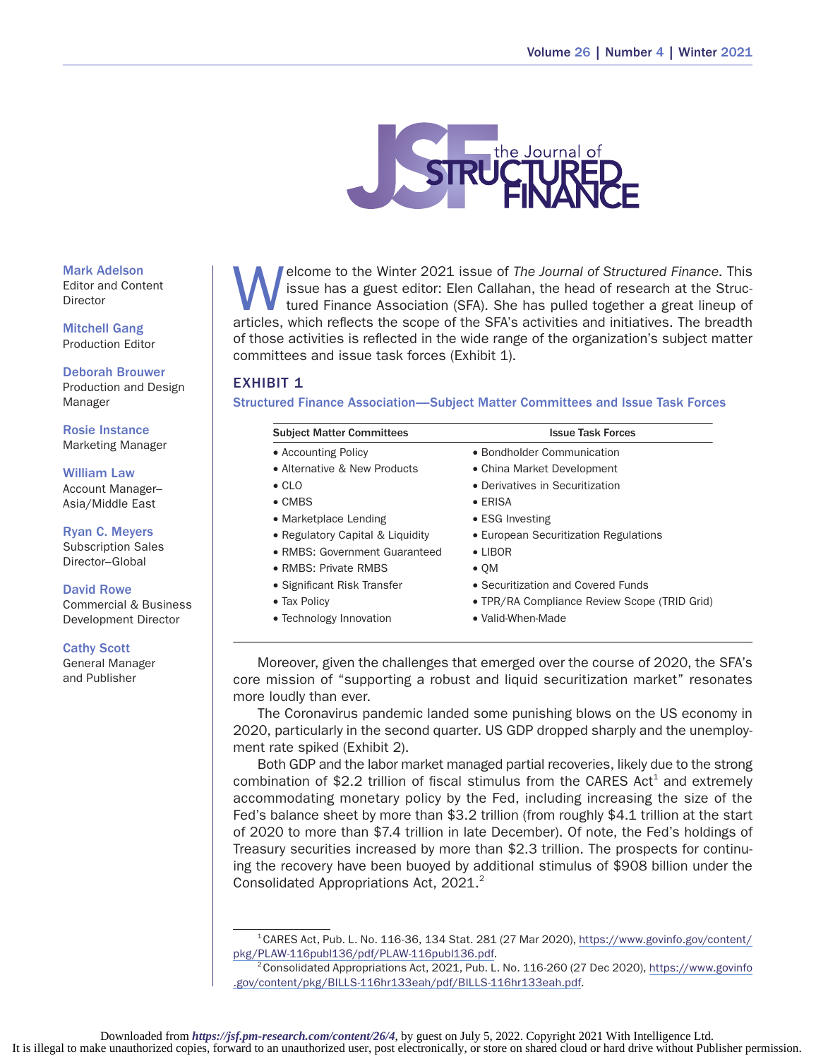# The Journal of Structured Finance

Mark Adelson
Editor and Content Director

Mitchell Gang
Production Editor

Deborah Brouwer
Production and Design Manager

Rosie Instance
Marketing Manager

William Law
Account Manager–Asia/Middle East

Ryan C. Meyers
Subscription Sales Director–Global

David Rowe
Commercial & Business Development Director

Cathy Scott
General Manager and Publisher

Welcome to the Winter 2021 issue of *The Journal of Structured Finance*. This issue has a guest editor: Elen Callahan, the head of research at the Structured Finance Association (SFA). She has pulled together a great lineup of articles, which reflects the scope of the SFA's activities and initiatives. The breadth of those activities is reflected in the wide range of the organization's subject matter committees and issue task forces (Exhibit 1).

## EXHIBIT 1

**Structured Finance Association—Subject Matter Committees and Issue Task Forces**

| Subject Matter Committees | Issue Task Forces |
|---|---|
| • Accounting Policy | • Bondholder Communication |
| • Alternative & New Products | • China Market Development |
| • CLO | • Derivatives in Securitization |
| • CMBS | • ERISA |
| • Marketplace Lending | • ESG Investing |
| • Regulatory Capital & Liquidity | • European Securitization Regulations |
| • RMBS: Government Guaranteed | • LIBOR |
| • RMBS: Private RMBS | • QM |
| • Significant Risk Transfer | • Securitization and Covered Funds |
| • Tax Policy | • TPR/RA Compliance Review Scope (TRID Grid) |
| • Technology Innovation | • Valid-When-Made |

Moreover, given the challenges that emerged over the course of 2020, the SFA's core mission of "supporting a robust and liquid securitization market" resonates more loudly than ever.

The Coronavirus pandemic landed some punishing blows on the US economy in 2020, particularly in the second quarter. US GDP dropped sharply and the unemployment rate spiked (Exhibit 2).

Both GDP and the labor market managed partial recoveries, likely due to the strong combination of $2.2 trillion of fiscal stimulus from the CARES Act[1] and extremely accommodating monetary policy by the Fed, including increasing the size of the Fed's balance sheet by more than $3.2 trillion (from roughly $4.1 trillion at the start of 2020 to more than $7.4 trillion in late December). Of note, the Fed's holdings of Treasury securities increased by more than $2.3 trillion. The prospects for continuing the recovery have been buoyed by additional stimulus of $908 billion under the Consolidated Appropriations Act, 2021.[2]

---

[1] CARES Act, Pub. L. No. 116-36, 134 Stat. 281 (27 Mar 2020), https://www.govinfo.gov/content/pkg/PLAW-116publ136/pdf/PLAW-116publ136.pdf.

[2] Consolidated Appropriations Act, 2021, Pub. L. No. 116-260 (27 Dec 2020), https://www.govinfo.gov/content/pkg/BILLS-116hr133eah/pdf/BILLS-116hr133eah.pdf.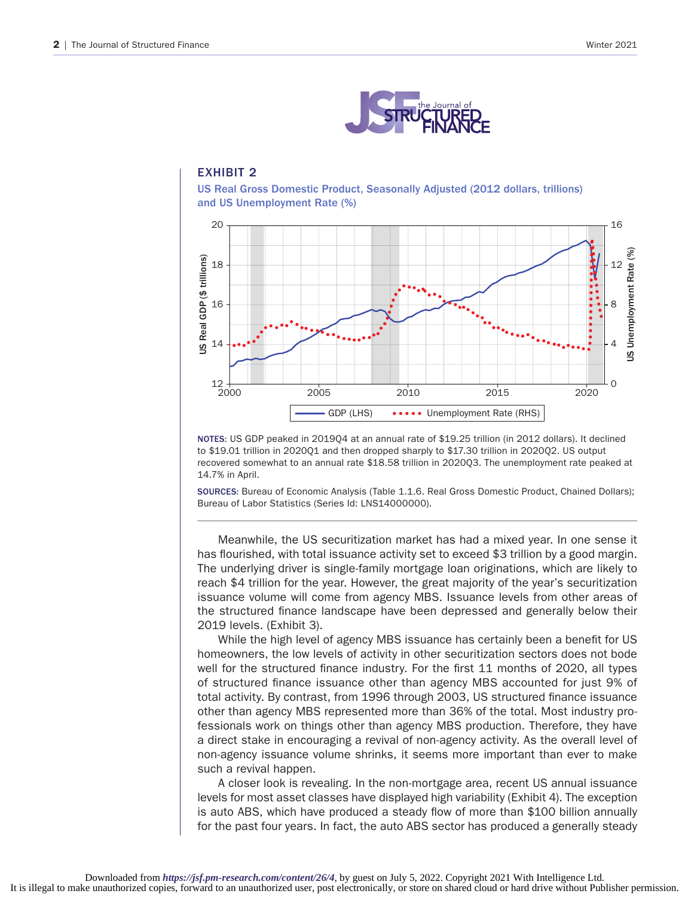## EXHIBIT 2

**US Real Gross Domestic Product, Seasonally Adjusted (2012 dollars, trillions) and US Unemployment Rate (%)**

**NOTES:** US GDP peaked in 2019Q4 at an annual rate of $19.25 trillion (in 2012 dollars). It declined to $19.01 trillion in 2020Q1 and then dropped sharply to $17.30 trillion in 2020Q2. US output recovered somewhat to an annual rate $18.58 trillion in 2020Q3. The unemployment rate peaked at 14.7% in April.

**SOURCES:** Bureau of Economic Analysis (Table 1.1.6. Real Gross Domestic Product, Chained Dollars); Bureau of Labor Statistics (Series Id: LNS14000000).

Meanwhile, the US securitization market has had a mixed year. In one sense it has flourished, with total issuance activity set to exceed $3 trillion by a good margin. The underlying driver is single-family mortgage loan originations, which are likely to reach $4 trillion for the year. However, the great majority of the year's securitization issuance volume will come from agency MBS. Issuance levels from other areas of the structured finance landscape have been depressed and generally below their 2019 levels. (Exhibit 3).

While the high level of agency MBS issuance has certainly been a benefit for US homeowners, the low levels of activity in other securitization sectors does not bode well for the structured finance industry. For the first 11 months of 2020, all types of structured finance issuance other than agency MBS accounted for just 9% of total activity. By contrast, from 1996 through 2003, US structured finance issuance other than agency MBS represented more than 36% of the total. Most industry professionals work on things other than agency MBS production. Therefore, they have a direct stake in encouraging a revival of non-agency activity. As the overall level of non-agency issuance volume shrinks, it seems more important than ever to make such a revival happen.

A closer look is revealing. In the non-mortgage area, recent US annual issuance levels for most asset classes have displayed high variability (Exhibit 4). The exception is auto ABS, which have produced a steady flow of more than $100 billion annually for the past four years. In fact, the auto ABS sector has produced a generally steady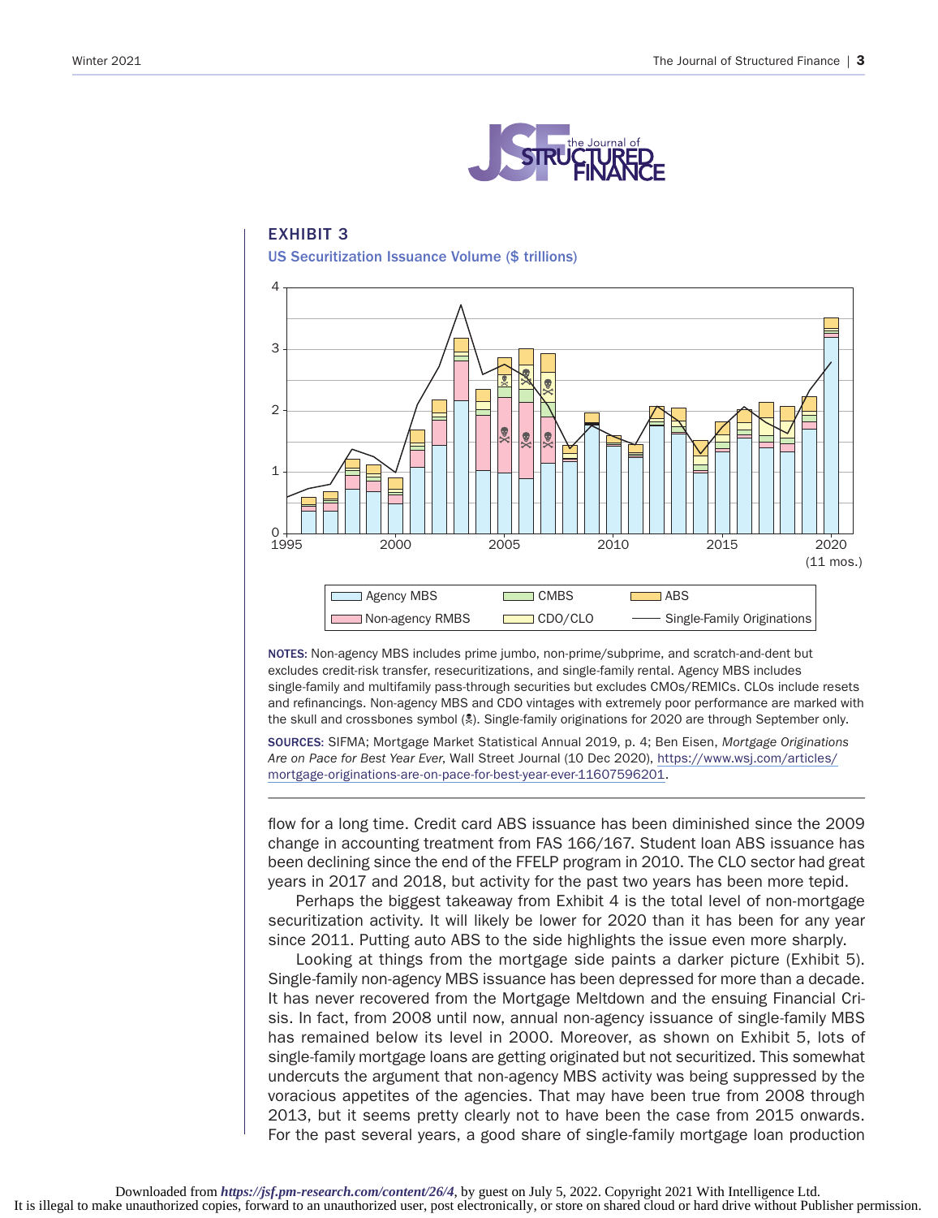## EXHIBIT 3

**US Securitization Issuance Volume ($ trillions)**

**NOTES:** Non-agency MBS includes prime jumbo, non-prime/subprime, and scratch-and-dent but excludes credit-risk transfer, resecuritizations, and single-family rental. Agency MBS includes single-family and multifamily pass-through securities but excludes CMOs/REMICs. CLOs include resets and refinancings. Non-agency MBS and CDO vintages with extremely poor performance are marked with the skull and crossbones symbol (☠). Single-family originations for 2020 are through September only.

**SOURCES:** SIFMA; Mortgage Market Statistical Annual 2019, p. 4; Ben Eisen, *Mortgage Originations Are on Pace for Best Year Ever*, Wall Street Journal (10 Dec 2020), https://www.wsj.com/articles/mortgage-originations-are-on-pace-for-best-year-ever-11607596201.

flow for a long time. Credit card ABS issuance has been diminished since the 2009 change in accounting treatment from FAS 166/167. Student loan ABS issuance has been declining since the end of the FFELP program in 2010. The CLO sector had great years in 2017 and 2018, but activity for the past two years has been more tepid.

Perhaps the biggest takeaway from Exhibit 4 is the total level of non-mortgage securitization activity. It will likely be lower for 2020 than it has been for any year since 2011. Putting auto ABS to the side highlights the issue even more sharply.

Looking at things from the mortgage side paints a darker picture (Exhibit 5). Single-family non-agency MBS issuance has been depressed for more than a decade. It has never recovered from the Mortgage Meltdown and the ensuing Financial Crisis. In fact, from 2008 until now, annual non-agency issuance of single-family MBS has remained below its level in 2000. Moreover, as shown on Exhibit 5, lots of single-family mortgage loans are getting originated but not securitized. This somewhat undercuts the argument that non-agency MBS activity was being suppressed by the voracious appetites of the agencies. That may have been true from 2008 through 2013, but it seems pretty clearly not to have been the case from 2015 onwards. For the past several years, a good share of single-family mortgage loan production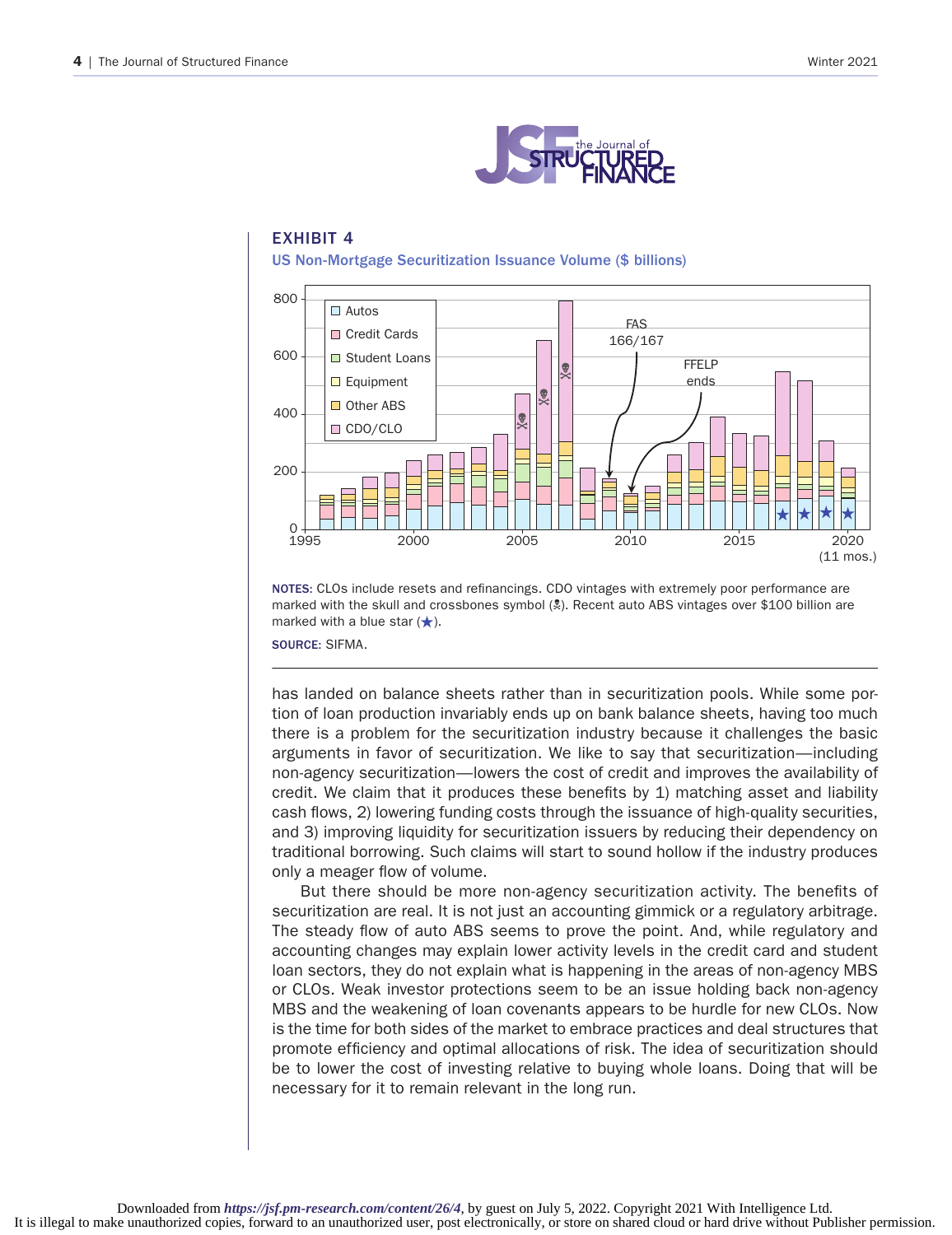## EXHIBIT 4

**US Non-Mortgage Securitization Issuance Volume ($ billions)**

**NOTES:** CLOs include resets and refinancings. CDO vintages with extremely poor performance are marked with the skull and crossbones symbol (☠). Recent auto ABS vintages over $100 billion are marked with a blue star (★).

**SOURCE:** SIFMA.

has landed on balance sheets rather than in securitization pools. While some portion of loan production invariably ends up on bank balance sheets, having too much there is a problem for the securitization industry because it challenges the basic arguments in favor of securitization. We like to say that securitization—including non-agency securitization—lowers the cost of credit and improves the availability of credit. We claim that it produces these benefits by 1) matching asset and liability cash flows, 2) lowering funding costs through the issuance of high-quality securities, and 3) improving liquidity for securitization issuers by reducing their dependency on traditional borrowing. Such claims will start to sound hollow if the industry produces only a meager flow of volume.

But there should be more non-agency securitization activity. The benefits of securitization are real. It is not just an accounting gimmick or a regulatory arbitrage. The steady flow of auto ABS seems to prove the point. And, while regulatory and accounting changes may explain lower activity levels in the credit card and student loan sectors, they do not explain what is happening in the areas of non-agency MBS or CLOs. Weak investor protections seem to be an issue holding back non-agency MBS and the weakening of loan covenants appears to be hurdle for new CLOs. Now is the time for both sides of the market to embrace practices and deal structures that promote efficiency and optimal allocations of risk. The idea of securitization should be to lower the cost of investing relative to buying whole loans. Doing that will be necessary for it to remain relevant in the long run.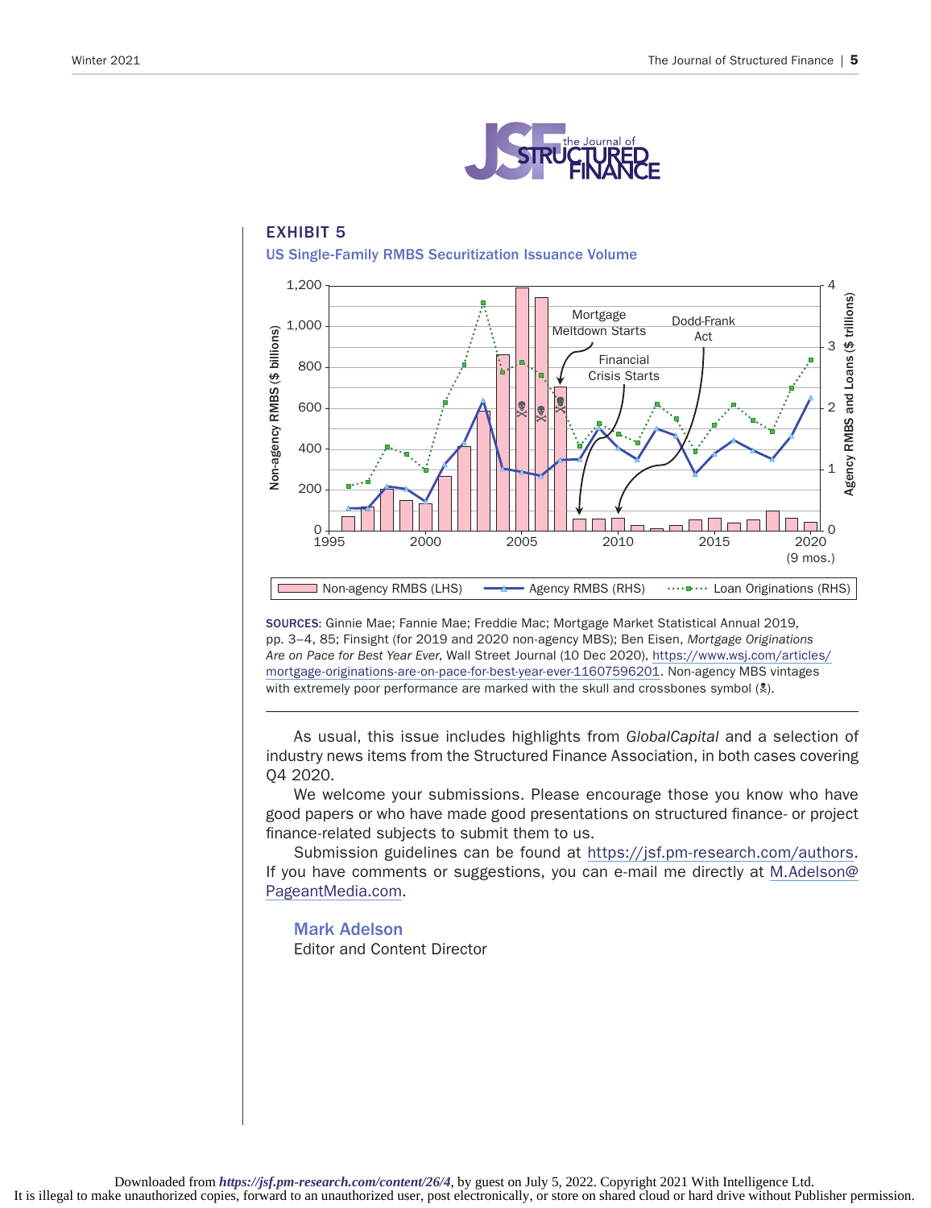## EXHIBIT 5

**US Single-Family RMBS Securitization Issuance Volume**

Non-agency RMBS ($ billions)
1,200
1,000
800
600
400
200
0

Agency RMBS and Loans ($ trillions)
4
3
2
1
0

1995
2000
2005
2010
2015
2020
(9 mos.)

Mortgage Meltdown Starts
Financial Crisis Starts
Dodd-Frank Act

Non-agency RMBS (LHS)
Agency RMBS (RHS)
Loan Originations (RHS)

**SOURCES:** Ginnie Mae; Fannie Mae; Freddie Mac; Mortgage Market Statistical Annual 2019, pp. 3–4, 85; Finsight (for 2019 and 2020 non-agency MBS); Ben Eisen, *Mortgage Originations Are on Pace for Best Year Ever*, Wall Street Journal (10 Dec 2020), https://www.wsj.com/articles/mortgage-originations-are-on-pace-for-best-year-ever-11607596201. Non-agency MBS vintages with extremely poor performance are marked with the skull and crossbones symbol (☠).

---

As usual, this issue includes highlights from *GlobalCapital* and a selection of industry news items from the Structured Finance Association, in both cases covering Q4 2020.

We welcome your submissions. Please encourage those you know who have good papers or who have made good presentations on structured finance- or project finance-related subjects to submit them to us.

Submission guidelines can be found at https://jsf.pm-research.com/authors. If you have comments or suggestions, you can e-mail me directly at M.Adelson@PageantMedia.com.

**Mark Adelson**
Editor and Content Director